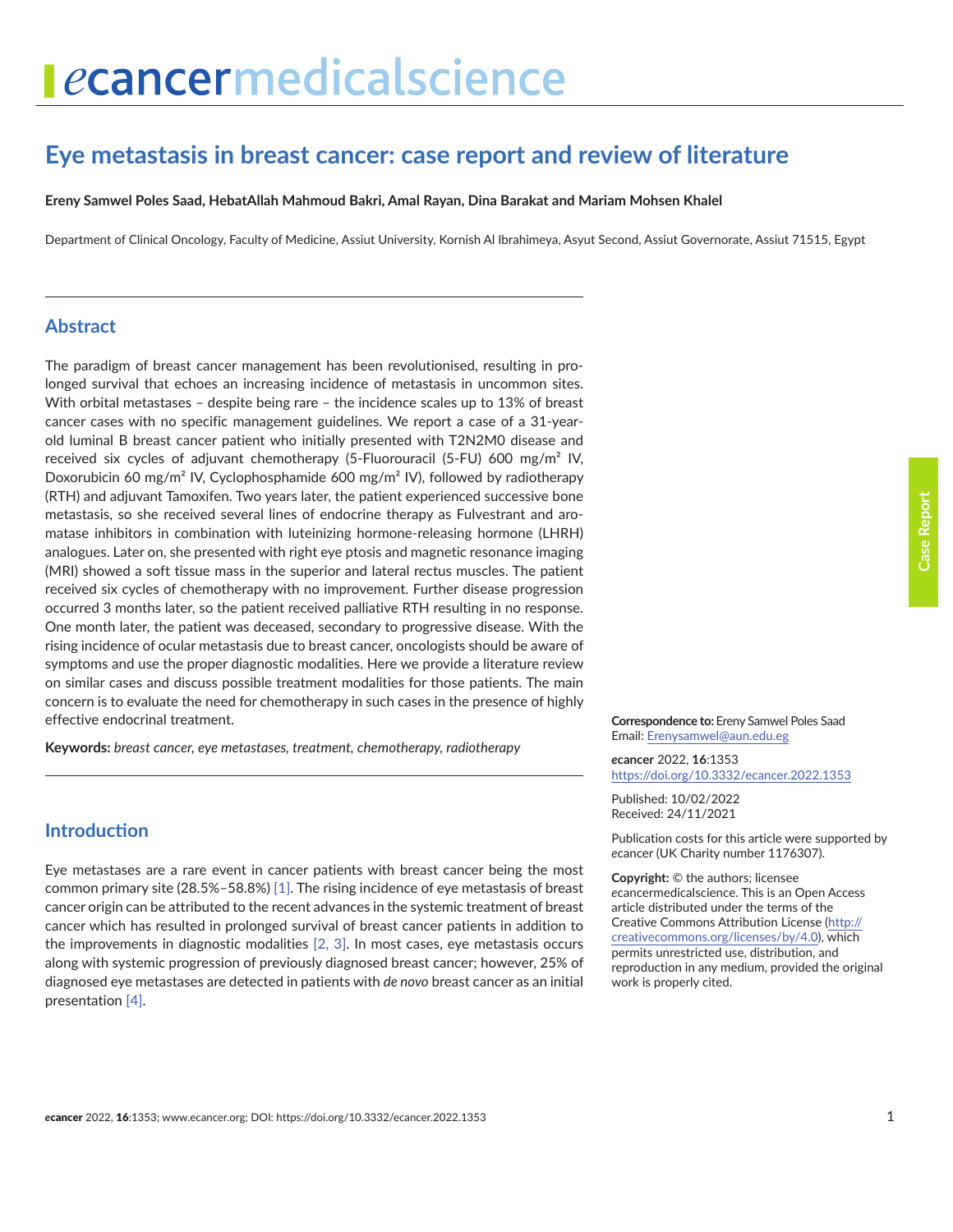# Eye metastasis in breast cancer: case report and review of literature

**Ereny Samwel Poles Saad, HebatAllah Mahmoud Bakri, Amal Rayan, Dina Barakat and Mariam Mohsen Khalel**

Department of Clinical Oncology, Faculty of Medicine, Assiut University, Kornish Al Ibrahimeya, Asyut Second, Assiut Governorate, Assiut 71515, Egypt

## Abstract

The paradigm of breast cancer management has been revolutionised, resulting in prolonged survival that echoes an increasing incidence of metastasis in uncommon sites. With orbital metastases – despite being rare – the incidence scales up to 13% of breast cancer cases with no specific management guidelines. We report a case of a 31-year-old luminal B breast cancer patient who initially presented with T2N2M0 disease and received six cycles of adjuvant chemotherapy (5-Fluorouracil (5-FU) 600 mg/m² IV, Doxorubicin 60 mg/m² IV, Cyclophosphamide 600 mg/m² IV), followed by radiotherapy (RTH) and adjuvant Tamoxifen. Two years later, the patient experienced successive bone metastasis, so she received several lines of endocrine therapy as Fulvestrant and aromatase inhibitors in combination with luteinizing hormone-releasing hormone (LHRH) analogues. Later on, she presented with right eye ptosis and magnetic resonance imaging (MRI) showed a soft tissue mass in the superior and lateral rectus muscles. The patient received six cycles of chemotherapy with no improvement. Further disease progression occurred 3 months later, so the patient received palliative RTH resulting in no response. One month later, the patient was deceased, secondary to progressive disease. With the rising incidence of ocular metastasis due to breast cancer, oncologists should be aware of symptoms and use the proper diagnostic modalities. Here we provide a literature review on similar cases and discuss possible treatment modalities for those patients. The main concern is to evaluate the need for chemotherapy in such cases in the presence of highly effective endocrinal treatment.

**Keywords:** *breast cancer, eye metastases, treatment, chemotherapy, radiotherapy*

**Correspondence to:** Ereny Samwel Poles Saad
Email: Erenysamwel@aun.edu.eg

***e*cancer** 2022, **16**:1353
https://doi.org/10.3332/ecancer.2022.1353

Published: 10/02/2022
Received: 24/11/2021

Publication costs for this article were supported by *e*cancer (UK Charity number 1176307).

**Copyright:** © the authors; licensee *e*cancermedicalscience. This is an Open Access article distributed under the terms of the Creative Commons Attribution License (http://creativecommons.org/licenses/by/4.0), which permits unrestricted use, distribution, and reproduction in any medium, provided the original work is properly cited.

## Introduction

Eye metastases are a rare event in cancer patients with breast cancer being the most common primary site (28.5%–58.8%) [1]. The rising incidence of eye metastasis of breast cancer origin can be attributed to the recent advances in the systemic treatment of breast cancer which has resulted in prolonged survival of breast cancer patients in addition to the improvements in diagnostic modalities [2, 3]. In most cases, eye metastasis occurs along with systemic progression of previously diagnosed breast cancer; however, 25% of diagnosed eye metastases are detected in patients with *de novo* breast cancer as an initial presentation [4].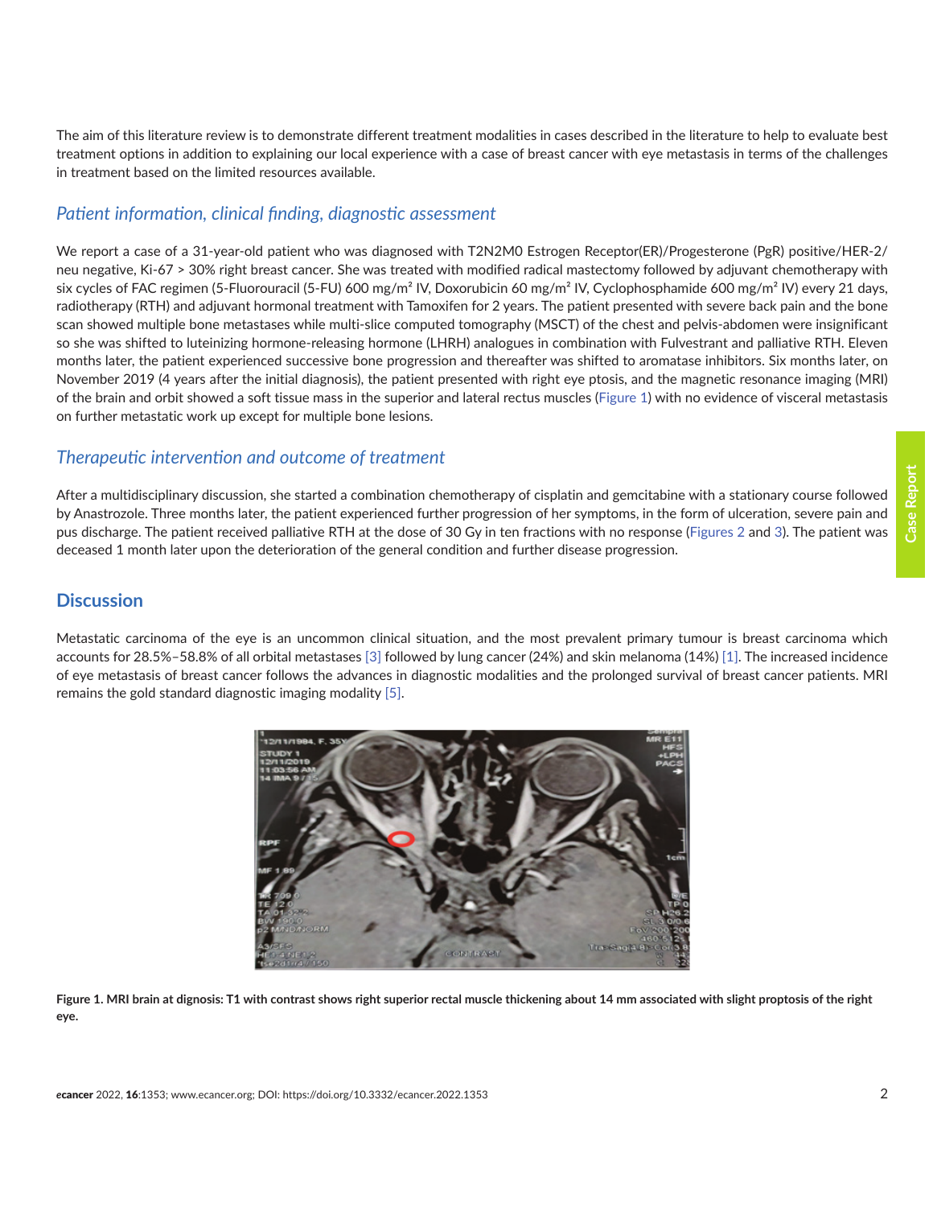The aim of this literature review is to demonstrate different treatment modalities in cases described in the literature to help to evaluate best treatment options in addition to explaining our local experience with a case of breast cancer with eye metastasis in terms of the challenges in treatment based on the limited resources available.

### *Patient information, clinical finding, diagnostic assessment*

We report a case of a 31-year-old patient who was diagnosed with T2N2M0 Estrogen Receptor(ER)/Progesterone (PgR) positive/HER-2/neu negative, Ki-67 > 30% right breast cancer. She was treated with modified radical mastectomy followed by adjuvant chemotherapy with six cycles of FAC regimen (5-Fluorouracil (5-FU) 600 mg/m² IV, Doxorubicin 60 mg/m² IV, Cyclophosphamide 600 mg/m² IV) every 21 days, radiotherapy (RTH) and adjuvant hormonal treatment with Tamoxifen for 2 years. The patient presented with severe back pain and the bone scan showed multiple bone metastases while multi-slice computed tomography (MSCT) of the chest and pelvis-abdomen were insignificant so she was shifted to luteinizing hormone-releasing hormone (LHRH) analogues in combination with Fulvestrant and palliative RTH. Eleven months later, the patient experienced successive bone progression and thereafter was shifted to aromatase inhibitors. Six months later, on November 2019 (4 years after the initial diagnosis), the patient presented with right eye ptosis, and the magnetic resonance imaging (MRI) of the brain and orbit showed a soft tissue mass in the superior and lateral rectus muscles (Figure 1) with no evidence of visceral metastasis on further metastatic work up except for multiple bone lesions.

### *Therapeutic intervention and outcome of treatment*

After a multidisciplinary discussion, she started a combination chemotherapy of cisplatin and gemcitabine with a stationary course followed by Anastrozole. Three months later, the patient experienced further progression of her symptoms, in the form of ulceration, severe pain and pus discharge. The patient received palliative RTH at the dose of 30 Gy in ten fractions with no response (Figures 2 and 3). The patient was deceased 1 month later upon the deterioration of the general condition and further disease progression.

## Discussion

Metastatic carcinoma of the eye is an uncommon clinical situation, and the most prevalent primary tumour is breast carcinoma which accounts for 28.5%–58.8% of all orbital metastases [3] followed by lung cancer (24%) and skin melanoma (14%) [1]. The increased incidence of eye metastasis of breast cancer follows the advances in diagnostic modalities and the prolonged survival of breast cancer patients. MRI remains the gold standard diagnostic imaging modality [5].

**Figure 1. MRI brain at dignosis: T1 with contrast shows right superior rectal muscle thickening about 14 mm associated with slight proptosis of the right eye.**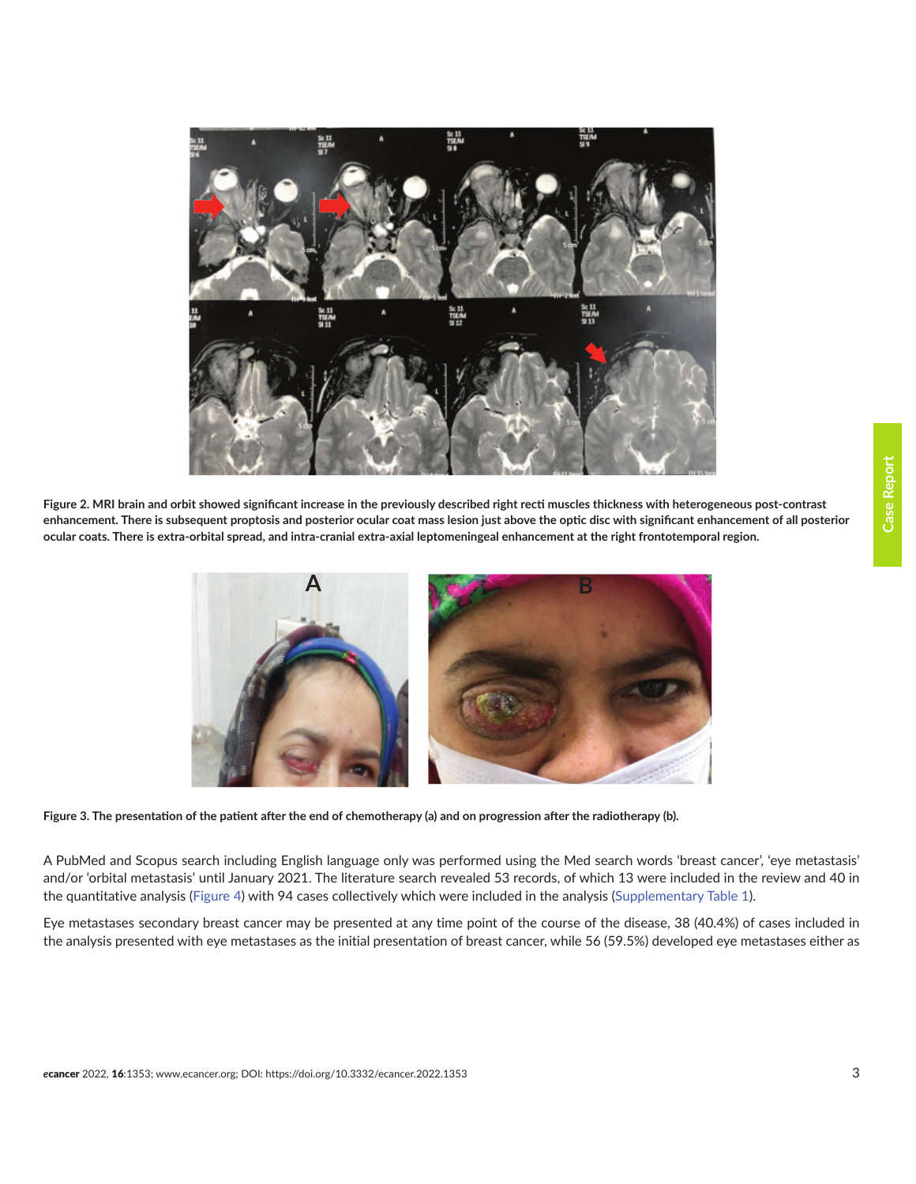Figure 2. MRI brain and orbit showed significant increase in the previously described right recti muscles thickness with heterogeneous post-contrast enhancement. There is subsequent proptosis and posterior ocular coat mass lesion just above the optic disc with significant enhancement of all posterior ocular coats. There is extra-orbital spread, and intra-cranial extra-axial leptomeningeal enhancement at the right frontotemporal region.

Figure 3. The presentation of the patient after the end of chemotherapy (a) and on progression after the radiotherapy (b).

A PubMed and Scopus search including English language only was performed using the Med search words 'breast cancer', 'eye metastasis' and/or 'orbital metastasis' until January 2021. The literature search revealed 53 records, of which 13 were included in the review and 40 in the quantitative analysis (Figure 4) with 94 cases collectively which were included in the analysis (Supplementary Table 1).

Eye metastases secondary breast cancer may be presented at any time point of the course of the disease, 38 (40.4%) of cases included in the analysis presented with eye metastases as the initial presentation of breast cancer, while 56 (59.5%) developed eye metastases either as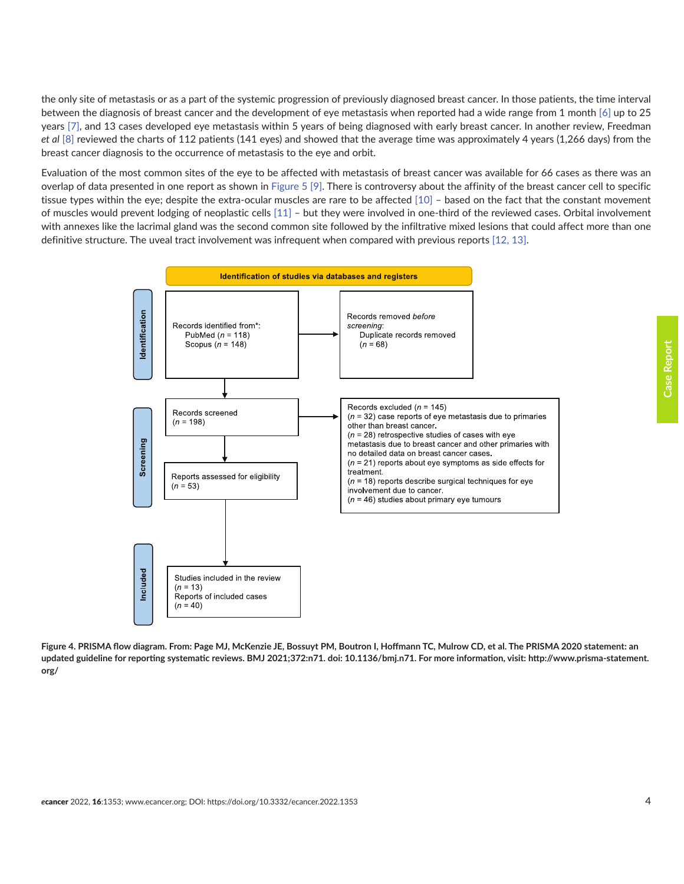the only site of metastasis or as a part of the systemic progression of previously diagnosed breast cancer. In those patients, the time interval between the diagnosis of breast cancer and the development of eye metastasis when reported had a wide range from 1 month [6] up to 25 years [7], and 13 cases developed eye metastasis within 5 years of being diagnosed with early breast cancer. In another review, Freedman *et al* [8] reviewed the charts of 112 patients (141 eyes) and showed that the average time was approximately 4 years (1,266 days) from the breast cancer diagnosis to the occurrence of metastasis to the eye and orbit.

Evaluation of the most common sites of the eye to be affected with metastasis of breast cancer was available for 66 cases as there was an overlap of data presented in one report as shown in Figure 5 [9]. There is controversy about the affinity of the breast cancer cell to specific tissue types within the eye; despite the extra-ocular muscles are rare to be affected [10] – based on the fact that the constant movement of muscles would prevent lodging of neoplastic cells [11] – but they were involved in one-third of the reviewed cases. Orbital involvement with annexes like the lacrimal gland was the second common site followed by the infiltrative mixed lesions that could affect more than one definitive structure. The uveal tract involvement was infrequent when compared with previous reports [12, 13].

**Identification of studies via databases and registers**

**Identification**

Records identified from*:
PubMed (*n* = 118)
Scopus (*n* = 148)

→ Records removed *before screening*:
Duplicate records removed
(*n* = 68)

**Screening**

Records screened
(*n* = 198)

→ Records excluded (*n* = 145)
(*n* = 32) case reports of eye metastasis due to primaries other than breast cancer.
(*n* = 28) retrospective studies of cases with eye metastasis due to breast cancer and other primaries with no detailed data on breast cancer cases.
(*n* = 21) reports about eye symptoms as side effects for treatment.
(*n* = 18) reports describe surgical techniques for eye involvement due to cancer.
(*n* = 46) studies about primary eye tumours

Reports assessed for eligibility
(*n* = 53)

**Included**

Studies included in the review
(*n* = 13)
Reports of included cases
(*n* = 40)

**Figure 4. PRISMA flow diagram. From: Page MJ, McKenzie JE, Bossuyt PM, Boutron I, Hoffmann TC, Mulrow CD, et al. The PRISMA 2020 statement: an updated guideline for reporting systematic reviews. BMJ 2021;372:n71. doi: 10.1136/bmj.n71. For more information, visit: http://www.prisma-statement.org/**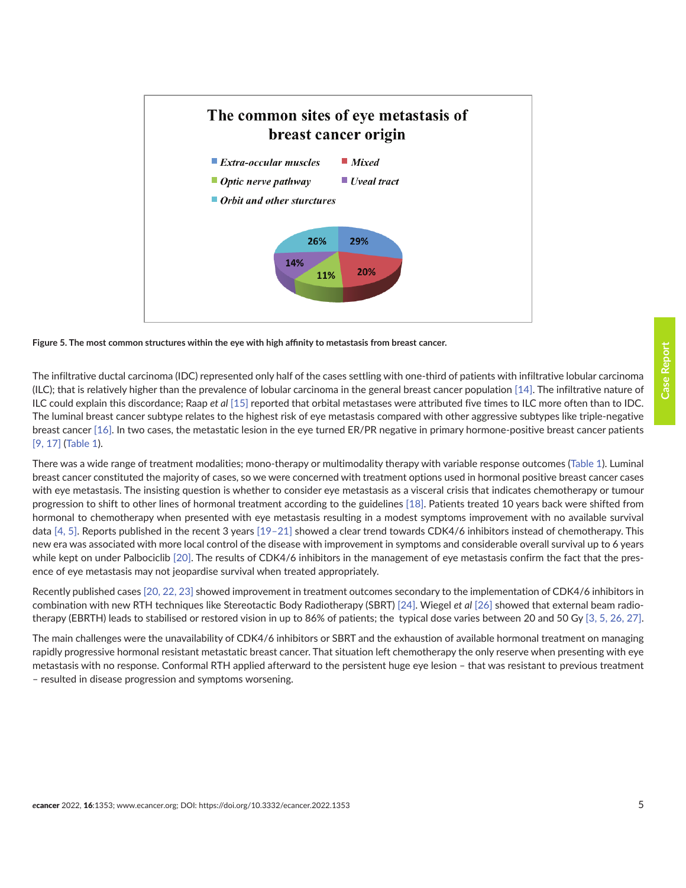The common sites of eye metastasis of breast cancer origin

- Extra-occular muscles: 29%
- Mixed: 20%
- Optic nerve pathway: 11%
- Uveal tract: 14%
- Orbit and other sturctures: 26%

**Figure 5. The most common structures within the eye with high affinity to metastasis from breast cancer.**

The infiltrative ductal carcinoma (IDC) represented only half of the cases settling with one-third of patients with infiltrative lobular carcinoma (ILC); that is relatively higher than the prevalence of lobular carcinoma in the general breast cancer population [14]. The infiltrative nature of ILC could explain this discordance; Raap *et al* [15] reported that orbital metastases were attributed five times to ILC more often than to IDC. The luminal breast cancer subtype relates to the highest risk of eye metastasis compared with other aggressive subtypes like triple-negative breast cancer [16]. In two cases, the metastatic lesion in the eye turned ER/PR negative in primary hormone-positive breast cancer patients [9, 17] (Table 1).

There was a wide range of treatment modalities; mono-therapy or multimodality therapy with variable response outcomes (Table 1). Luminal breast cancer constituted the majority of cases, so we were concerned with treatment options used in hormonal positive breast cancer cases with eye metastasis. The insisting question is whether to consider eye metastasis as a visceral crisis that indicates chemotherapy or tumour progression to shift to other lines of hormonal treatment according to the guidelines [18]. Patients treated 10 years back were shifted from hormonal to chemotherapy when presented with eye metastasis resulting in a modest symptoms improvement with no available survival data [4, 5]. Reports published in the recent 3 years [19–21] showed a clear trend towards CDK4/6 inhibitors instead of chemotherapy. This new era was associated with more local control of the disease with improvement in symptoms and considerable overall survival up to 6 years while kept on under Palbociclib [20]. The results of CDK4/6 inhibitors in the management of eye metastasis confirm the fact that the presence of eye metastasis may not jeopardise survival when treated appropriately.

Recently published cases [20, 22, 23] showed improvement in treatment outcomes secondary to the implementation of CDK4/6 inhibitors in combination with new RTH techniques like Stereotactic Body Radiotherapy (SBRT) [24]. Wiegel *et al* [26] showed that external beam radiotherapy (EBRTH) leads to stabilised or restored vision in up to 86% of patients; the typical dose varies between 20 and 50 Gy [3, 5, 26, 27].

The main challenges were the unavailability of CDK4/6 inhibitors or SBRT and the exhaustion of available hormonal treatment on managing rapidly progressive hormonal resistant metastatic breast cancer. That situation left chemotherapy the only reserve when presenting with eye metastasis with no response. Conformal RTH applied afterward to the persistent huge eye lesion – that was resistant to previous treatment – resulted in disease progression and symptoms worsening.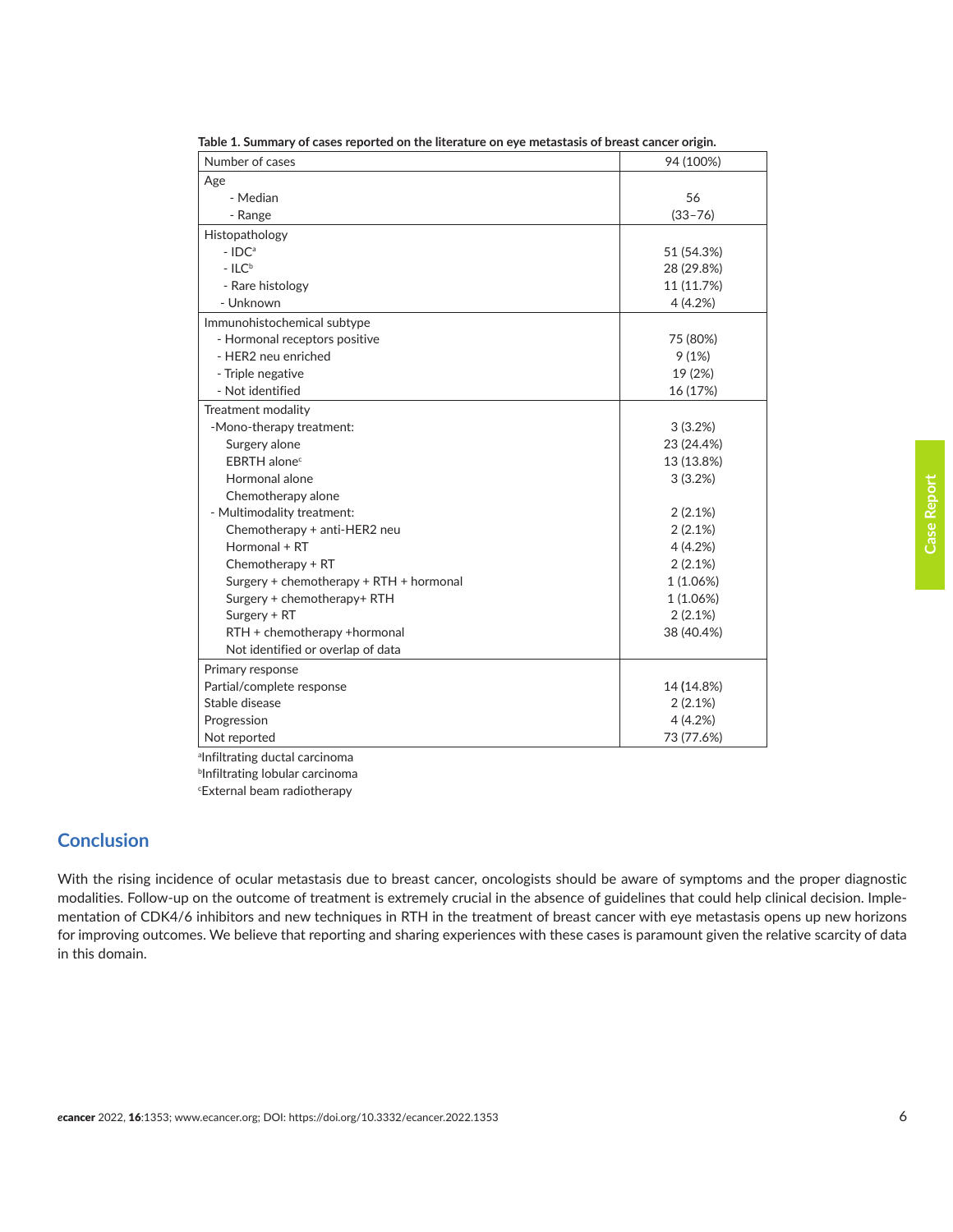**Table 1. Summary of cases reported on the literature on eye metastasis of breast cancer origin.**

| Number of cases | 94 (100%) |
|---|---|
| Age | |
| - Median | 56 |
| - Range | (33–76) |
| Histopathology | |
| - IDC[a] | 51 (54.3%) |
| - ILC[b] | 28 (29.8%) |
| - Rare histology | 11 (11.7%) |
| - Unknown | 4 (4.2%) |
| Immunohistochemical subtype | |
| - Hormonal receptors positive | 75 (80%) |
| - HER2 neu enriched | 9 (1%) |
| - Triple negative | 19 (2%) |
| - Not identified | 16 (17%) |
| Treatment modality | |
| -Mono-therapy treatment: | 3 (3.2%) |
| Surgery alone | 23 (24.4%) |
| EBRTH alone[c] | 13 (13.8%) |
| Hormonal alone | 3 (3.2%) |
| Chemotherapy alone | |
| - Multimodality treatment: | 2 (2.1%) |
| Chemotherapy + anti-HER2 neu | 2 (2.1%) |
| Hormonal + RT | 4 (4.2%) |
| Chemotherapy + RT | 2 (2.1%) |
| Surgery + chemotherapy + RTH + hormonal | 1 (1.06%) |
| Surgery + chemotherapy+ RTH | 1 (1.06%) |
| Surgery + RT | 2 (2.1%) |
| RTH + chemotherapy +hormonal | 38 (40.4%) |
| Not identified or overlap of data | |
| Primary response | |
| Partial/complete response | 14 (14.8%) |
| Stable disease | 2 (2.1%) |
| Progression | 4 (4.2%) |
| Not reported | 73 (77.6%) |

[a]Infiltrating ductal carcinoma
[b]Infiltrating lobular carcinoma
[c]External beam radiotherapy

## Conclusion

With the rising incidence of ocular metastasis due to breast cancer, oncologists should be aware of symptoms and the proper diagnostic modalities. Follow-up on the outcome of treatment is extremely crucial in the absence of guidelines that could help clinical decision. Implementation of CDK4/6 inhibitors and new techniques in RTH in the treatment of breast cancer with eye metastasis opens up new horizons for improving outcomes. We believe that reporting and sharing experiences with these cases is paramount given the relative scarcity of data in this domain.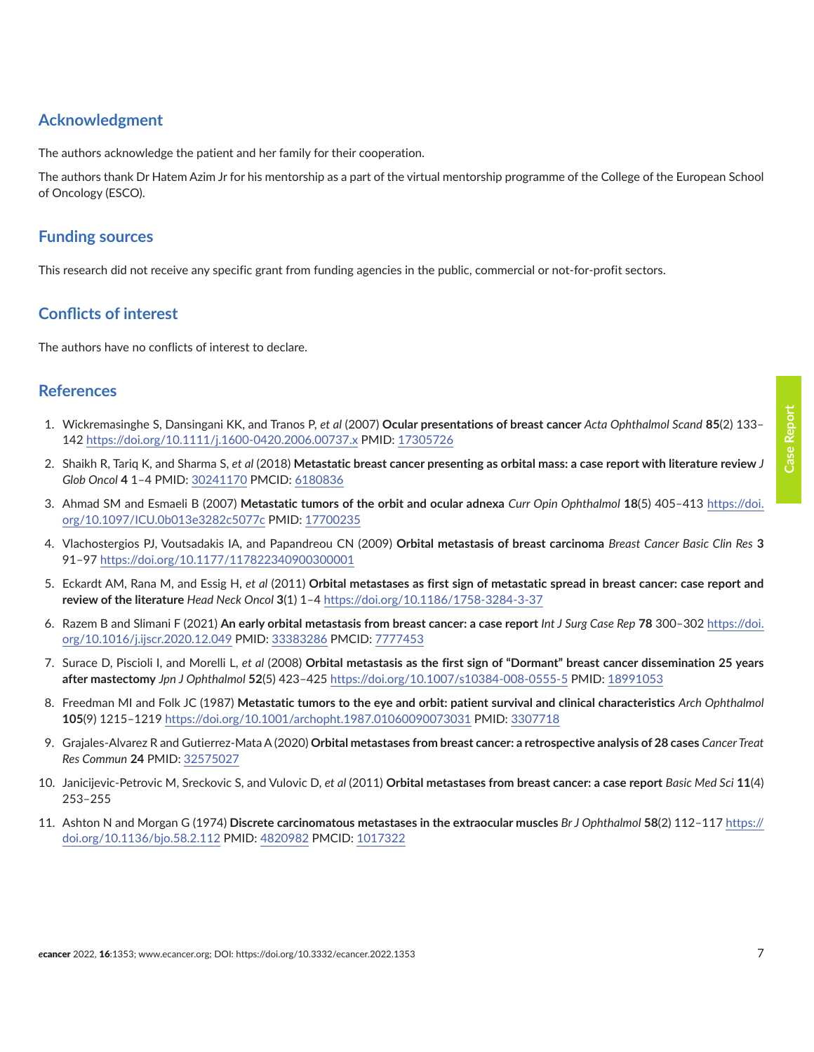## Acknowledgment

The authors acknowledge the patient and her family for their cooperation.

The authors thank Dr Hatem Azim Jr for his mentorship as a part of the virtual mentorship programme of the College of the European School of Oncology (ESCO).

## Funding sources

This research did not receive any specific grant from funding agencies in the public, commercial or not-for-profit sectors.

## Conflicts of interest

The authors have no conflicts of interest to declare.

## References

1. Wickremasinghe S, Dansingani KK, and Tranos P, *et al* (2007) **Ocular presentations of breast cancer** *Acta Ophthalmol Scand* **85**(2) 133–142 https://doi.org/10.1111/j.1600-0420.2006.00737.x PMID: 17305726
2. Shaikh R, Tariq K, and Sharma S, *et al* (2018) **Metastatic breast cancer presenting as orbital mass: a case report with literature review** *J Glob Oncol* **4** 1–4 PMID: 30241170 PMCID: 6180836
3. Ahmad SM and Esmaeli B (2007) **Metastatic tumors of the orbit and ocular adnexa** *Curr Opin Ophthalmol* **18**(5) 405–413 https://doi.org/10.1097/ICU.0b013e3282c5077c PMID: 17700235
4. Vlachostergios PJ, Voutsadakis IA, and Papandreou CN (2009) **Orbital metastasis of breast carcinoma** *Breast Cancer Basic Clin Res* **3** 91–97 https://doi.org/10.1177/117822340900300001
5. Eckardt AM, Rana M, and Essig H, *et al* (2011) **Orbital metastases as first sign of metastatic spread in breast cancer: case report and review of the literature** *Head Neck Oncol* **3**(1) 1–4 https://doi.org/10.1186/1758-3284-3-37
6. Razem B and Slimani F (2021) **An early orbital metastasis from breast cancer: a case report** *Int J Surg Case Rep* **78** 300–302 https://doi.org/10.1016/j.ijscr.2020.12.049 PMID: 33383286 PMCID: 7777453
7. Surace D, Piscioli I, and Morelli L, *et al* (2008) **Orbital metastasis as the first sign of "Dormant" breast cancer dissemination 25 years after mastectomy** *Jpn J Ophthalmol* **52**(5) 423–425 https://doi.org/10.1007/s10384-008-0555-5 PMID: 18991053
8. Freedman MI and Folk JC (1987) **Metastatic tumors to the eye and orbit: patient survival and clinical characteristics** *Arch Ophthalmol* **105**(9) 1215–1219 https://doi.org/10.1001/archopht.1987.01060090073031 PMID: 3307718
9. Grajales-Alvarez R and Gutierrez-Mata A (2020) **Orbital metastases from breast cancer: a retrospective analysis of 28 cases** *Cancer Treat Res Commun* **24** PMID: 32575027
10. Janicijevic-Petrovic M, Sreckovic S, and Vulovic D, *et al* (2011) **Orbital metastases from breast cancer: a case report** *Basic Med Sci* **11**(4) 253–255
11. Ashton N and Morgan G (1974) **Discrete carcinomatous metastases in the extraocular muscles** *Br J Ophthalmol* **58**(2) 112–117 https://doi.org/10.1136/bjo.58.2.112 PMID: 4820982 PMCID: 1017322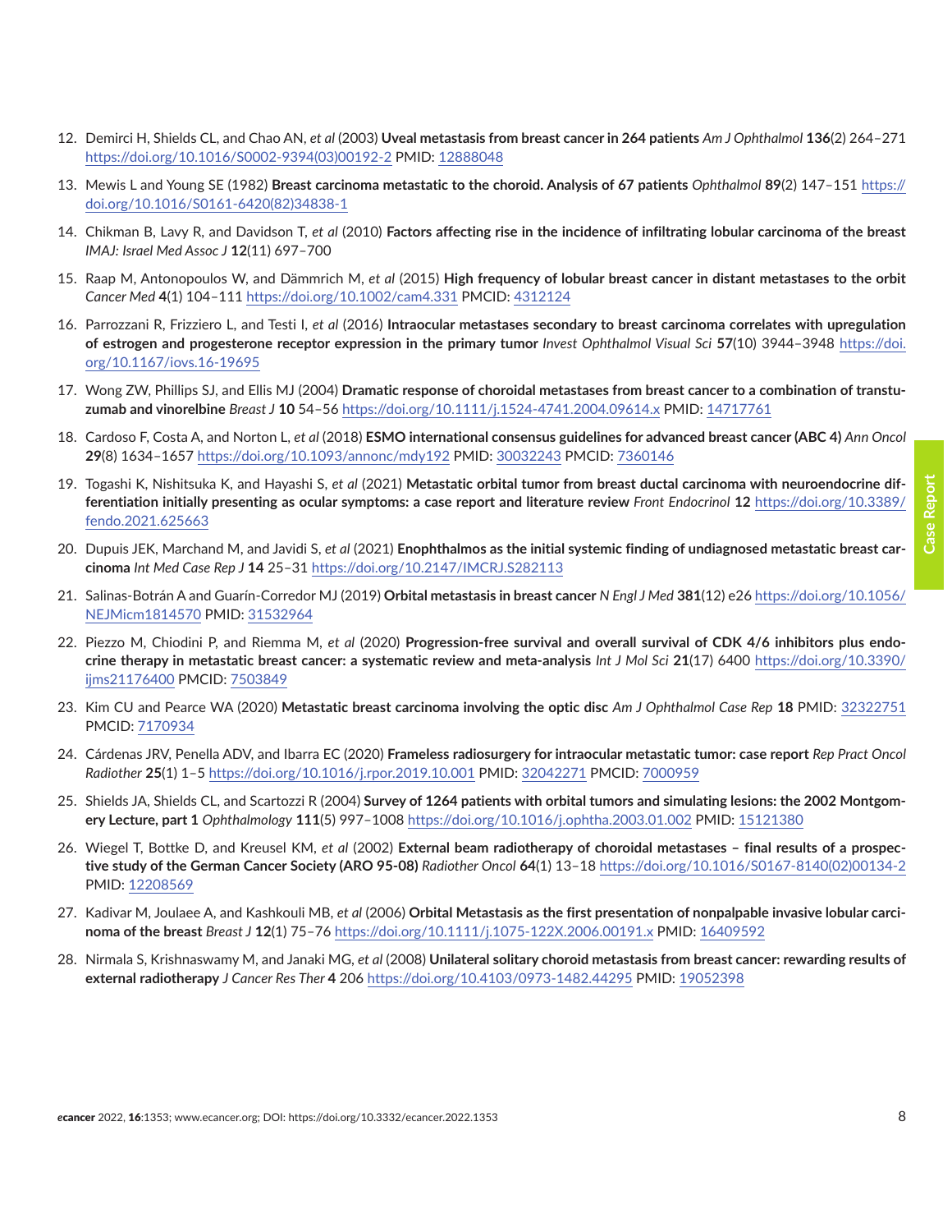12. Demirci H, Shields CL, and Chao AN, *et al* (2003) **Uveal metastasis from breast cancer in 264 patients** *Am J Ophthalmol* **136**(2) 264–271 https://doi.org/10.1016/S0002-9394(03)00192-2 PMID: 12888048

13. Mewis L and Young SE (1982) **Breast carcinoma metastatic to the choroid. Analysis of 67 patients** *Ophthalmol* **89**(2) 147–151 https://doi.org/10.1016/S0161-6420(82)34838-1

14. Chikman B, Lavy R, and Davidson T, *et al* (2010) **Factors affecting rise in the incidence of infiltrating lobular carcinoma of the breast** *IMAJ: Israel Med Assoc J* **12**(11) 697–700

15. Raap M, Antonopoulos W, and Dämmrich M, *et al* (2015) **High frequency of lobular breast cancer in distant metastases to the orbit** *Cancer Med* **4**(1) 104–111 https://doi.org/10.1002/cam4.331 PMCID: 4312124

16. Parrozzani R, Frizziero L, and Testi I, *et al* (2016) **Intraocular metastases secondary to breast carcinoma correlates with upregulation of estrogen and progesterone receptor expression in the primary tumor** *Invest Ophthalmol Visual Sci* **57**(10) 3944–3948 https://doi.org/10.1167/iovs.16-19695

17. Wong ZW, Phillips SJ, and Ellis MJ (2004) **Dramatic response of choroidal metastases from breast cancer to a combination of trastuzumab and vinorelbine** *Breast J* **10** 54–56 https://doi.org/10.1111/j.1524-4741.2004.09614.x PMID: 14717761

18. Cardoso F, Costa A, and Norton L, *et al* (2018) **ESMO international consensus guidelines for advanced breast cancer (ABC 4)** *Ann Oncol* **29**(8) 1634–1657 https://doi.org/10.1093/annonc/mdy192 PMID: 30032243 PMCID: 7360146

19. Togashi K, Nishitsuka K, and Hayashi S, *et al* (2021) **Metastatic orbital tumor from breast ductal carcinoma with neuroendocrine differentiation initially presenting as ocular symptoms: a case report and literature review** *Front Endocrinol* **12** https://doi.org/10.3389/fendo.2021.625663

20. Dupuis JEK, Marchand M, and Javidi S, *et al* (2021) **Enophthalmos as the initial systemic finding of undiagnosed metastatic breast carcinoma** *Int Med Case Rep J* **14** 25–31 https://doi.org/10.2147/IMCRJ.S282113

21. Salinas-Botrán A and Guarín-Corredor MJ (2019) **Orbital metastasis in breast cancer** *N Engl J Med* **381**(12) e26 https://doi.org/10.1056/NEJMicm1814570 PMID: 31532964

22. Piezzo M, Chiodini P, and Riemma M, *et al* (2020) **Progression-free survival and overall survival of CDK 4/6 inhibitors plus endocrine therapy in metastatic breast cancer: a systematic review and meta-analysis** *Int J Mol Sci* **21**(17) 6400 https://doi.org/10.3390/ijms21176400 PMCID: 7503849

23. Kim CU and Pearce WA (2020) **Metastatic breast carcinoma involving the optic disc** *Am J Ophthalmol Case Rep* **18** PMID: 32322751 PMCID: 7170934

24. Cárdenas JRV, Penella ADV, and Ibarra EC (2020) **Frameless radiosurgery for intraocular metastatic tumor: case report** *Rep Pract Oncol Radiother* **25**(1) 1–5 https://doi.org/10.1016/j.rpor.2019.10.001 PMID: 32042271 PMCID: 7000959

25. Shields JA, Shields CL, and Scartozzi R (2004) **Survey of 1264 patients with orbital tumors and simulating lesions: the 2002 Montgomery Lecture, part 1** *Ophthalmology* **111**(5) 997–1008 https://doi.org/10.1016/j.ophtha.2003.01.002 PMID: 15121380

26. Wiegel T, Bottke D, and Kreusel KM, *et al* (2002) **External beam radiotherapy of choroidal metastases – final results of a prospective study of the German Cancer Society (ARO 95-08)** *Radiother Oncol* **64**(1) 13–18 https://doi.org/10.1016/S0167-8140(02)00134-2 PMID: 12208569

27. Kadivar M, Joulaee A, and Kashkouli MB, *et al* (2006) **Orbital Metastasis as the first presentation of nonpalpable invasive lobular carcinoma of the breast** *Breast J* **12**(1) 75–76 https://doi.org/10.1111/j.1075-122X.2006.00191.x PMID: 16409592

28. Nirmala S, Krishnaswamy M, and Janaki MG, *et al* (2008) **Unilateral solitary choroid metastasis from breast cancer: rewarding results of external radiotherapy** *J Cancer Res Ther* **4** 206 https://doi.org/10.4103/0973-1482.44295 PMID: 19052398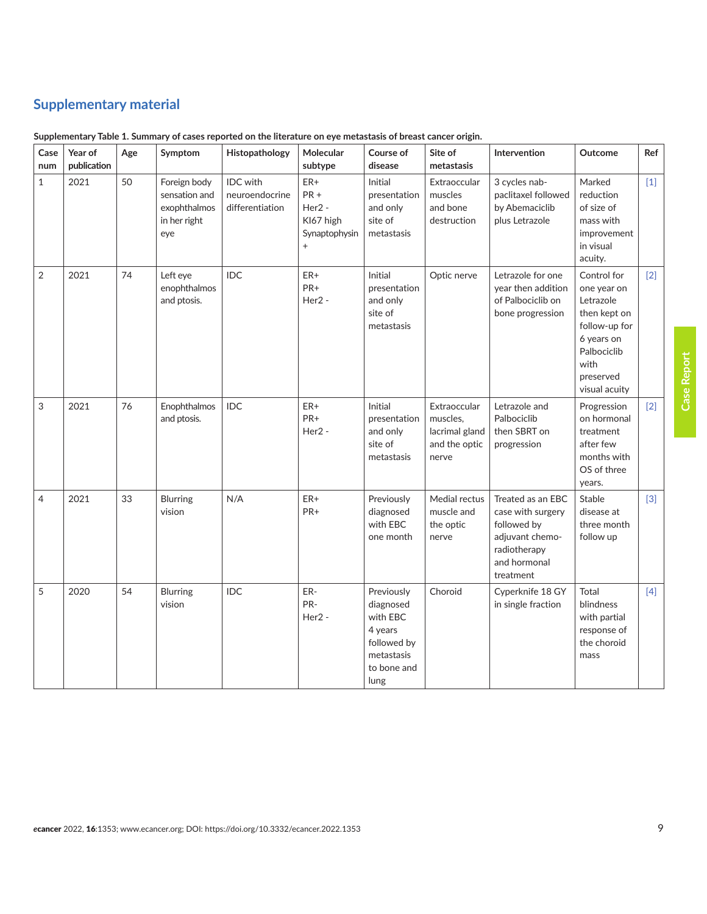## Supplementary material

**Supplementary Table 1. Summary of cases reported on the literature on eye metastasis of breast cancer origin.**

| Case num | Year of publication | Age | Symptom | Histopathology | Molecular subtype | Course of disease | Site of metastasis | Intervention | Outcome | Ref |
|---|---|---|---|---|---|---|---|---|---|---|
| 1 | 2021 | 50 | Foreign body sensation and exophthalmos in her right eye | IDC with neuroendocrine differentiation | ER+ PR + Her2 - KI67 high Synaptophysin + | Initial presentation and only site of metastasis | Extraoccular muscles and bone destruction | 3 cycles nab-paclitaxel followed by Abemaciclib plus Letrozole | Marked reduction of size of mass with improvement in visual acuity. | [1] |
| 2 | 2021 | 74 | Left eye enophthalmos and ptosis. | IDC | ER+ PR+ Her2 - | Initial presentation and only site of metastasis | Optic nerve | Letrazole for one year then addition of Palbociclib on bone progression | Control for one year on Letrazole then kept on follow-up for 6 years on Palbociclib with preserved visual acuity | [2] |
| 3 | 2021 | 76 | Enophthalmos and ptosis. | IDC | ER+ PR+ Her2 - | Initial presentation and only site of metastasis | Extraoccular muscles, lacrimal gland and the optic nerve | Letrazole and Palbociclib then SBRT on progression | Progression on hormonal treatment after few months with OS of three years. | [2] |
| 4 | 2021 | 33 | Blurring vision | N/A | ER+ PR+ | Previously diagnosed with EBC one month | Medial rectus muscle and the optic nerve | Treated as an EBC case with surgery followed by adjuvant chemo-radiotherapy and hormonal treatment | Stable disease at three month follow up | [3] |
| 5 | 2020 | 54 | Blurring vision | IDC | ER- PR- Her2 - | Previously diagnosed with EBC 4 years followed by metastasis to bone and lung | Choroid | Cyperknife 18 GY in single fraction | Total blindness with partial response of the choroid mass | [4] |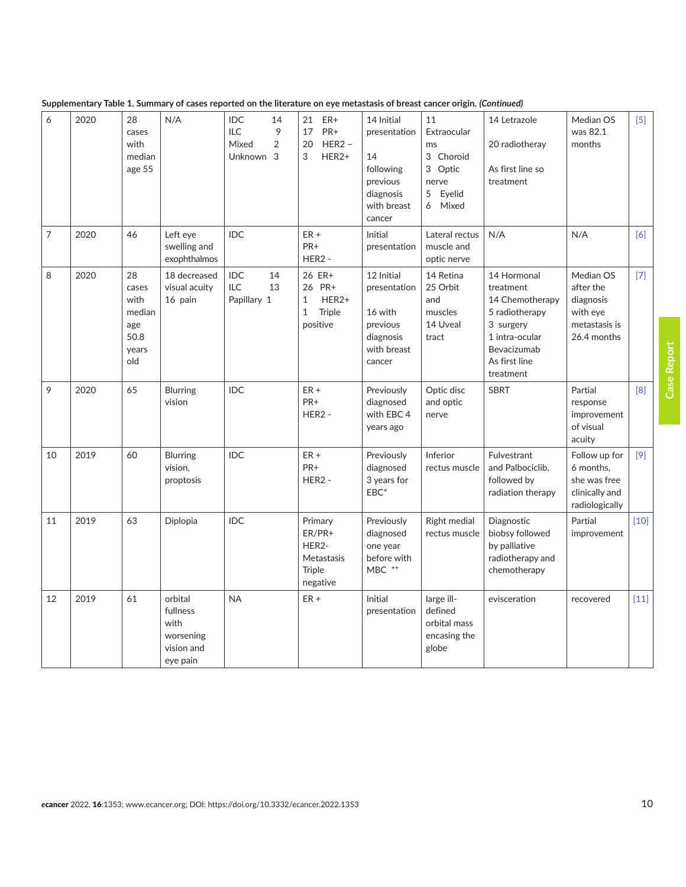**Supplementary Table 1. Summary of cases reported on the literature on eye metastasis of breast cancer origin. *(Continued)***

| | | | | | | | | | | |
|---|---|---|---|---|---|---|---|---|---|---|
| 6 | 2020 | 28 cases with median age 55 | N/A | IDC 14<br>ILC 9<br>Mixed 2<br>Unknown 3 | 21 ER+<br>17 PR+<br>20 HER2 –<br>3 HER2+ | 14 Initial presentation<br><br>14 following previous diagnosis with breast cancer | 11 Extraocular ms<br>3 Choroid<br>3 Optic nerve<br>5 Eyelid<br>6 Mixed | 14 Letrazole<br><br>20 radiotheray<br><br>As first line so treatment | Median OS was 82.1 months | [5] |
| 7 | 2020 | 46 | Left eye swelling and exophthalmos | IDC | ER +<br>PR+<br>HER2 - | Initial presentation | Lateral rectus muscle and optic nerve | N/A | N/A | [6] |
| 8 | 2020 | 28 cases with median age 50.8 years old | 18 decreased visual acuity<br>16 pain | IDC 14<br>ILC 13<br>Papillary 1 | 26 ER+<br>26 PR+<br>1 HER2+<br>1 Triple positive | 12 Initial presentation<br><br>16 with previous diagnosis with breast cancer | 14 Retina<br>25 Orbit and muscles<br>14 Uveal tract | 14 Hormonal treatment<br>14 Chemotherapy<br>5 radiotherapy<br>3 surgery<br>1 intra-ocular Bevacizumab<br>As first line treatment | Median OS after the diagnosis with eye metastasis is 26.4 months | [7] |
| 9 | 2020 | 65 | Blurring vision | IDC | ER +<br>PR+<br>HER2 - | Previously diagnosed with EBC 4 years ago | Optic disc and optic nerve | SBRT | Partial response improvement of visual acuity | [8] |
| 10 | 2019 | 60 | Blurring vision, proptosis | IDC | ER +<br>PR+<br>HER2 - | Previously diagnosed 3 years for EBC* | Inferior rectus muscle | Fulvestrant and Palbociclib, followed by radiation therapy | Follow up for 6 months, she was free clinically and radiologically | [9] |
| 11 | 2019 | 63 | Diplopia | IDC | Primary ER/PR+ HER2-<br>Metastasis Triple negative | Previously diagnosed one year before with MBC ** | Right medial rectus muscle | Diagnostic biobsy followed by palliative radiotherapy and chemotherapy | Partial improvement | [10] |
| 12 | 2019 | 61 | orbital fullness with worsening vision and eye pain | NA | ER + | Initial presentation | large ill-defined orbital mass encasing the globe | evisceration | recovered | [11] |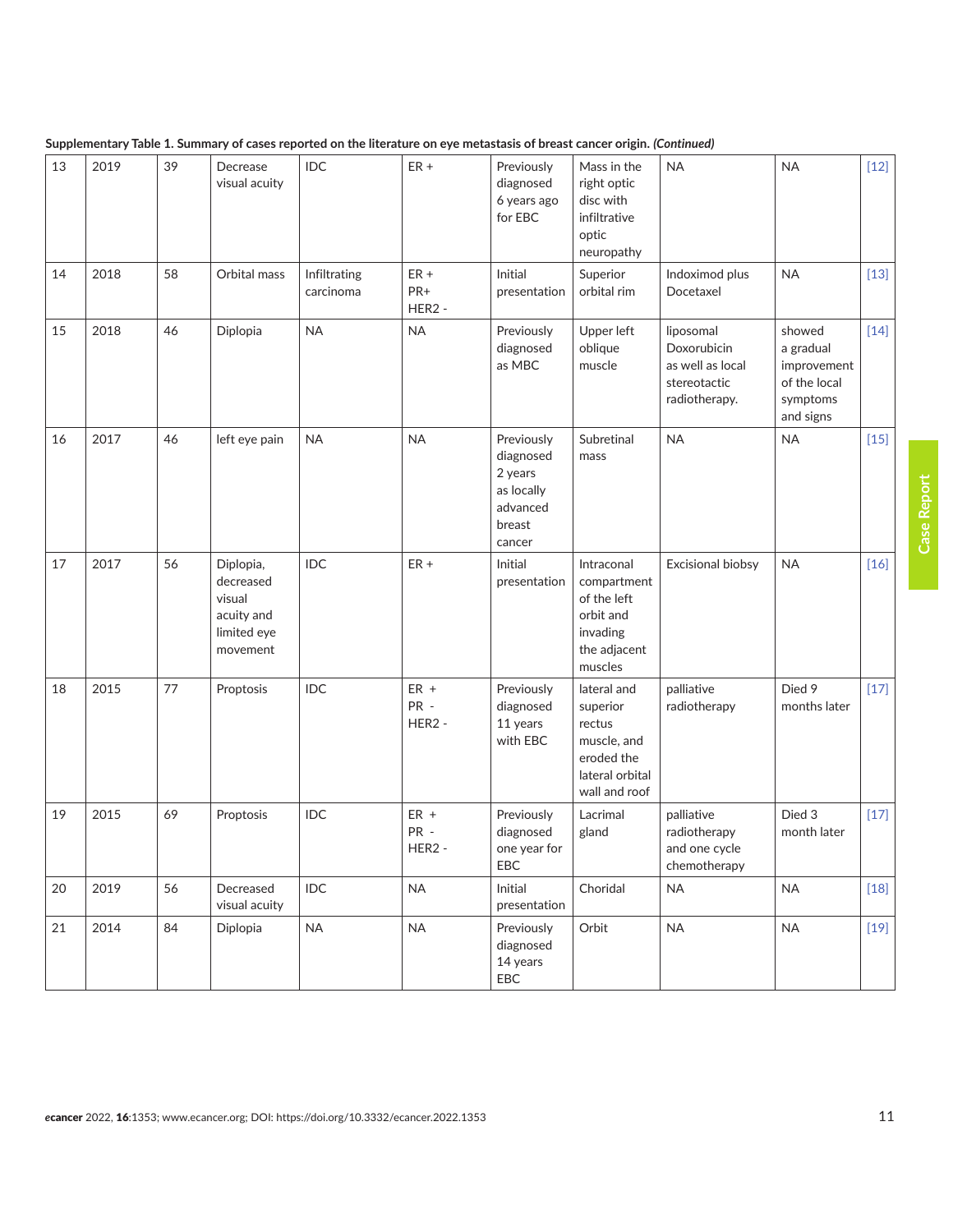**Supplementary Table 1. Summary of cases reported on the literature on eye metastasis of breast cancer origin.** ***(Continued)***

| | | | | | | | | | | |
|---|---|---|---|---|---|---|---|---|---|---|
| 13 | 2019 | 39 | Decrease visual acuity | IDC | ER + | Previously diagnosed 6 years ago for EBC | Mass in the right optic disc with infiltrative optic neuropathy | NA | NA | [12] |
| 14 | 2018 | 58 | Orbital mass | Infiltrating carcinoma | ER + PR+ HER2 - | Initial presentation | Superior orbital rim | Indoximod plus Docetaxel | NA | [13] |
| 15 | 2018 | 46 | Diplopia | NA | NA | Previously diagnosed as MBC | Upper left oblique muscle | liposomal Doxorubicin as well as local stereotactic radiotherapy. | showed a gradual improvement of the local symptoms and signs | [14] |
| 16 | 2017 | 46 | left eye pain | NA | NA | Previously diagnosed 2 years as locally advanced breast cancer | Subretinal mass | NA | NA | [15] |
| 17 | 2017 | 56 | Diplopia, decreased visual acuity and limited eye movement | IDC | ER + | Initial presentation | Intraconal compartment of the left orbit and invading the adjacent muscles | Excisional biobsy | NA | [16] |
| 18 | 2015 | 77 | Proptosis | IDC | ER + PR - HER2 - | Previously diagnosed 11 years with EBC | lateral and superior rectus muscle, and eroded the lateral orbital wall and roof | palliative radiotherapy | Died 9 months later | [17] |
| 19 | 2015 | 69 | Proptosis | IDC | ER + PR - HER2 - | Previously diagnosed one year for EBC | Lacrimal gland | palliative radiotherapy and one cycle chemotherapy | Died 3 month later | [17] |
| 20 | 2019 | 56 | Decreased visual acuity | IDC | NA | Initial presentation | Choridal | NA | NA | [18] |
| 21 | 2014 | 84 | Diplopia | NA | NA | Previously diagnosed 14 years EBC | Orbit | NA | NA | [19] |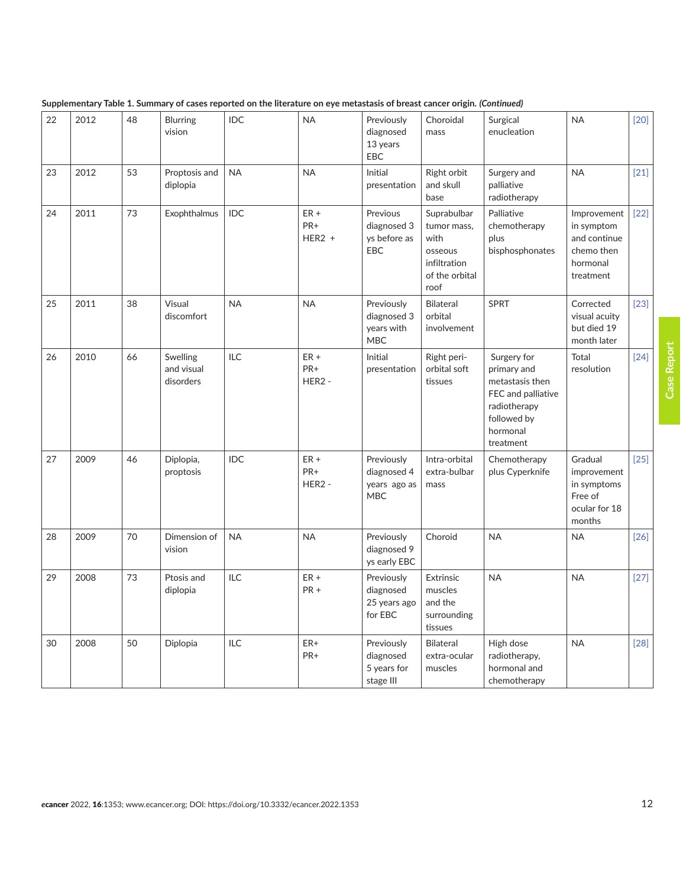**Supplementary Table 1. Summary of cases reported on the literature on eye metastasis of breast cancer origin. *(Continued)***

| | | | | | | | | | | |
|---|---|---|---|---|---|---|---|---|---|---|
| 22 | 2012 | 48 | Blurring vision | IDC | NA | Previously diagnosed 13 years EBC | Choroidal mass | Surgical enucleation | NA | [20] |
| 23 | 2012 | 53 | Proptosis and diplopia | NA | NA | Initial presentation | Right orbit and skull base | Surgery and palliative radiotherapy | NA | [21] |
| 24 | 2011 | 73 | Exophthalmus | IDC | ER + PR+ HER2 + | Previous diagnosed 3 ys before as EBC | Suprabulbar tumor mass, with osseous infiltration of the orbital roof | Palliative chemotherapy plus bisphosphonates | Improvement in symptom and continue chemo then hormonal treatment | [22] |
| 25 | 2011 | 38 | Visual discomfort | NA | NA | Previously diagnosed 3 years with MBC | Bilateral orbital involvement | SPRT | Corrected visual acuity but died 19 month later | [23] |
| 26 | 2010 | 66 | Swelling and visual disorders | ILC | ER + PR+ HER2 - | Initial presentation | Right peri-orbital soft tissues | Surgery for primary and metastasis then FEC and palliative radiotherapy followed by hormonal treatment | Total resolution | [24] |
| 27 | 2009 | 46 | Diplopia, proptosis | IDC | ER + PR+ HER2 - | Previously diagnosed 4 years ago as MBC | Intra-orbital extra-bulbar mass | Chemotherapy plus Cyperknife | Gradual improvement in symptoms Free of ocular for 18 months | [25] |
| 28 | 2009 | 70 | Dimension of vision | NA | NA | Previously diagnosed 9 ys early EBC | Choroid | NA | NA | [26] |
| 29 | 2008 | 73 | Ptosis and diplopia | ILC | ER + PR + | Previously diagnosed 25 years ago for EBC | Extrinsic muscles and the surrounding tissues | NA | NA | [27] |
| 30 | 2008 | 50 | Diplopia | ILC | ER+ PR+ | Previously diagnosed 5 years for stage III | Bilateral extra-ocular muscles | High dose radiotherapy, hormonal and chemotherapy | NA | [28] |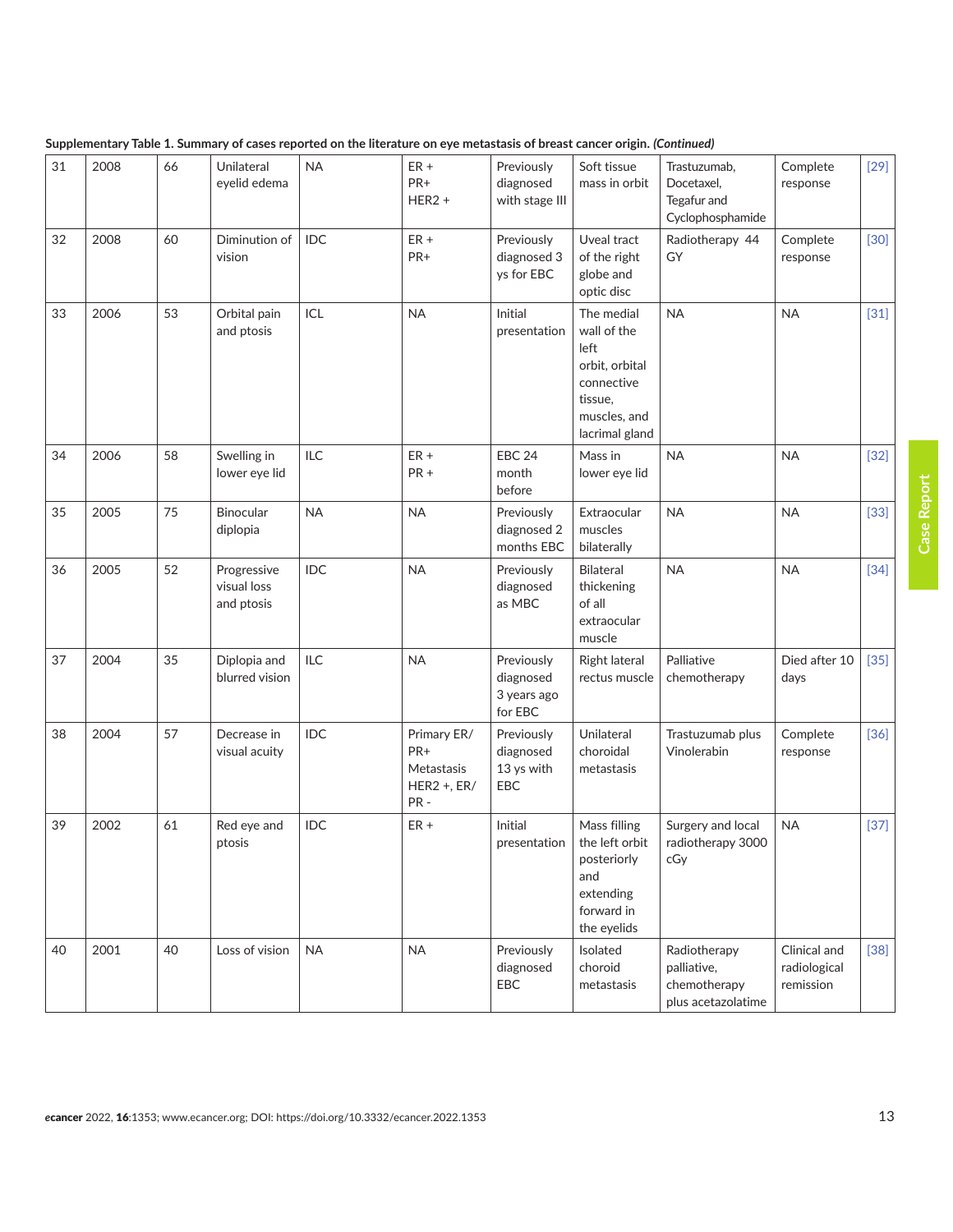**Supplementary Table 1. Summary of cases reported on the literature on eye metastasis of breast cancer origin.** ***(Continued)***

| | | | | | | | | | | |
|---|---|---|---|---|---|---|---|---|---|---|
| 31 | 2008 | 66 | Unilateral eyelid edema | NA | ER + PR+ HER2 + | Previously diagnosed with stage III | Soft tissue mass in orbit | Trastuzumab, Docetaxel, Tegafur and Cyclophosphamide | Complete response | [29] |
| 32 | 2008 | 60 | Diminution of vision | IDC | ER + PR+ | Previously diagnosed 3 ys for EBC | Uveal tract of the right globe and optic disc | Radiotherapy 44 GY | Complete response | [30] |
| 33 | 2006 | 53 | Orbital pain and ptosis | ICL | NA | Initial presentation | The medial wall of the left orbit, orbital connective tissue, muscles, and lacrimal gland | NA | NA | [31] |
| 34 | 2006 | 58 | Swelling in lower eye lid | ILC | ER + PR + | EBC 24 month before | Mass in lower eye lid | NA | NA | [32] |
| 35 | 2005 | 75 | Binocular diplopia | NA | NA | Previously diagnosed 2 months EBC | Extraocular muscles bilaterally | NA | NA | [33] |
| 36 | 2005 | 52 | Progressive visual loss and ptosis | IDC | NA | Previously diagnosed as MBC | Bilateral thickening of all extraocular muscle | NA | NA | [34] |
| 37 | 2004 | 35 | Diplopia and blurred vision | ILC | NA | Previously diagnosed 3 years ago for EBC | Right lateral rectus muscle | Palliative chemotherapy | Died after 10 days | [35] |
| 38 | 2004 | 57 | Decrease in visual acuity | IDC | Primary ER/ PR+ Metastasis HER2 +, ER/ PR - | Previously diagnosed 13 ys with EBC | Unilateral choroidal metastasis | Trastuzumab plus Vinolerabin | Complete response | [36] |
| 39 | 2002 | 61 | Red eye and ptosis | IDC | ER + | Initial presentation | Mass filling the left orbit posteriorly and extending forward in the eyelids | Surgery and local radiotherapy 3000 cGy | NA | [37] |
| 40 | 2001 | 40 | Loss of vision | NA | NA | Previously diagnosed EBC | Isolated choroid metastasis | Radiotherapy palliative, chemotherapy plus acetazolatime | Clinical and radiological remission | [38] |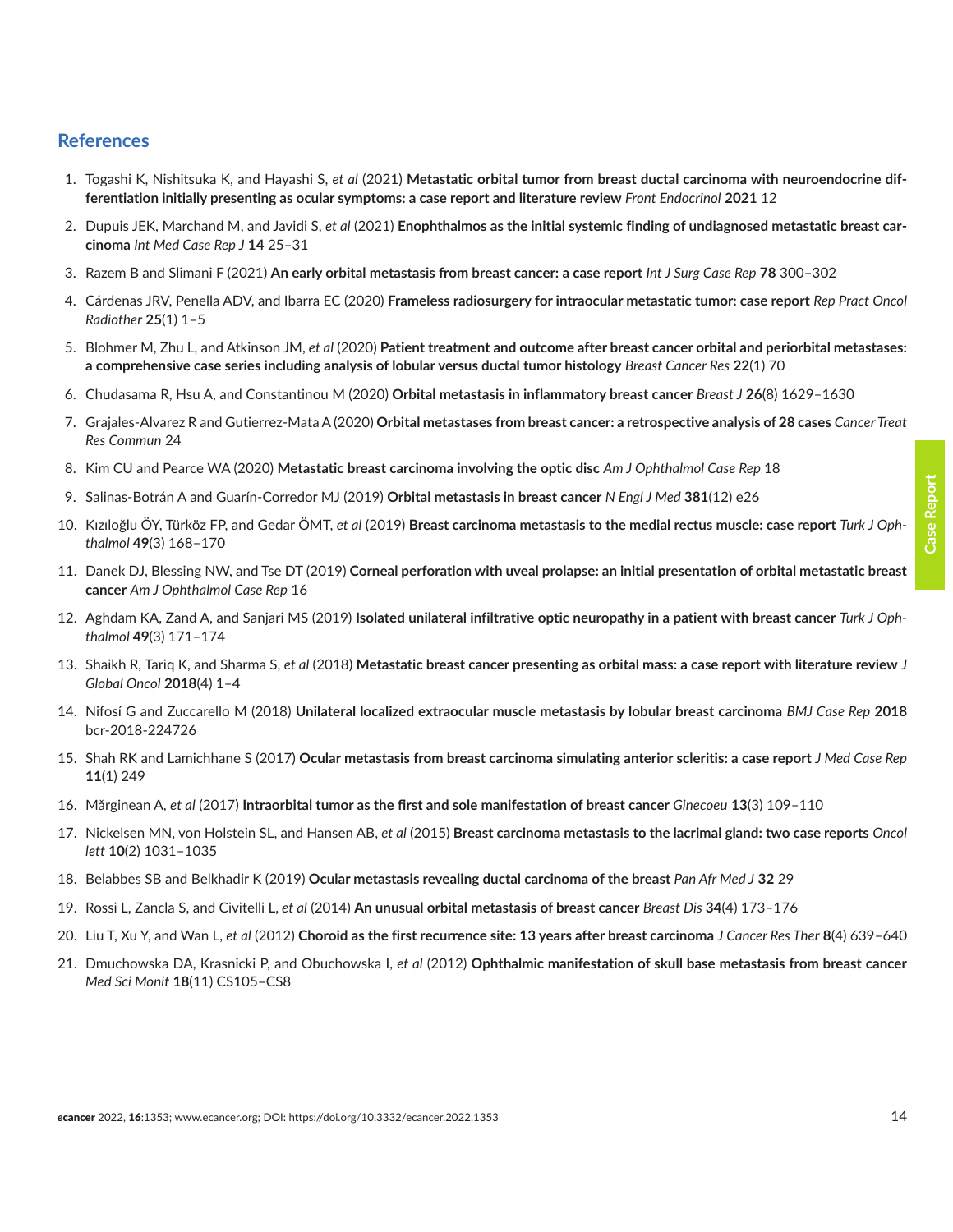## References

1. Togashi K, Nishitsuka K, and Hayashi S, *et al* (2021) **Metastatic orbital tumor from breast ductal carcinoma with neuroendocrine differentiation initially presenting as ocular symptoms: a case report and literature review** *Front Endocrinol* **2021** 12

2. Dupuis JEK, Marchand M, and Javidi S, *et al* (2021) **Enophthalmos as the initial systemic finding of undiagnosed metastatic breast carcinoma** *Int Med Case Rep J* **14** 25–31

3. Razem B and Slimani F (2021) **An early orbital metastasis from breast cancer: a case report** *Int J Surg Case Rep* **78** 300–302

4. Cárdenas JRV, Penella ADV, and Ibarra EC (2020) **Frameless radiosurgery for intraocular metastatic tumor: case report** *Rep Pract Oncol Radiother* **25**(1) 1–5

5. Blohmer M, Zhu L, and Atkinson JM, *et al* (2020) **Patient treatment and outcome after breast cancer orbital and periorbital metastases: a comprehensive case series including analysis of lobular versus ductal tumor histology** *Breast Cancer Res* **22**(1) 70

6. Chudasama R, Hsu A, and Constantinou M (2020) **Orbital metastasis in inflammatory breast cancer** *Breast J* **26**(8) 1629–1630

7. Grajales-Alvarez R and Gutierrez-Mata A (2020) **Orbital metastases from breast cancer: a retrospective analysis of 28 cases** *Cancer Treat Res Commun* 24

8. Kim CU and Pearce WA (2020) **Metastatic breast carcinoma involving the optic disc** *Am J Ophthalmol Case Rep* 18

9. Salinas-Botrán A and Guarín-Corredor MJ (2019) **Orbital metastasis in breast cancer** *N Engl J Med* **381**(12) e26

10. Kızıloğlu ÖY, Türköz FP, and Gedar ÖMT, *et al* (2019) **Breast carcinoma metastasis to the medial rectus muscle: case report** *Turk J Ophthalmol* **49**(3) 168–170

11. Danek DJ, Blessing NW, and Tse DT (2019) **Corneal perforation with uveal prolapse: an initial presentation of orbital metastatic breast cancer** *Am J Ophthalmol Case Rep* 16

12. Aghdam KA, Zand A, and Sanjari MS (2019) **Isolated unilateral infiltrative optic neuropathy in a patient with breast cancer** *Turk J Ophthalmol* **49**(3) 171–174

13. Shaikh R, Tariq K, and Sharma S, *et al* (2018) **Metastatic breast cancer presenting as orbital mass: a case report with literature review** *J Global Oncol* **2018**(4) 1–4

14. Nifosí G and Zuccarello M (2018) **Unilateral localized extraocular muscle metastasis by lobular breast carcinoma** *BMJ Case Rep* **2018** bcr-2018-224726

15. Shah RK and Lamichhane S (2017) **Ocular metastasis from breast carcinoma simulating anterior scleritis: a case report** *J Med Case Rep* **11**(1) 249

16. Mărginean A, *et al* (2017) **Intraorbital tumor as the first and sole manifestation of breast cancer** *Ginecoeu* **13**(3) 109–110

17. Nickelsen MN, von Holstein SL, and Hansen AB, *et al* (2015) **Breast carcinoma metastasis to the lacrimal gland: two case reports** *Oncol lett* **10**(2) 1031–1035

18. Belabbes SB and Belkhadir K (2019) **Ocular metastasis revealing ductal carcinoma of the breast** *Pan Afr Med J* **32** 29

19. Rossi L, Zancla S, and Civitelli L, *et al* (2014) **An unusual orbital metastasis of breast cancer** *Breast Dis* **34**(4) 173–176

20. Liu T, Xu Y, and Wan L, *et al* (2012) **Choroid as the first recurrence site: 13 years after breast carcinoma** *J Cancer Res Ther* **8**(4) 639–640

21. Dmuchowska DA, Krasnicki P, and Obuchowska I, *et al* (2012) **Ophthalmic manifestation of skull base metastasis from breast cancer** *Med Sci Monit* **18**(11) CS105–CS8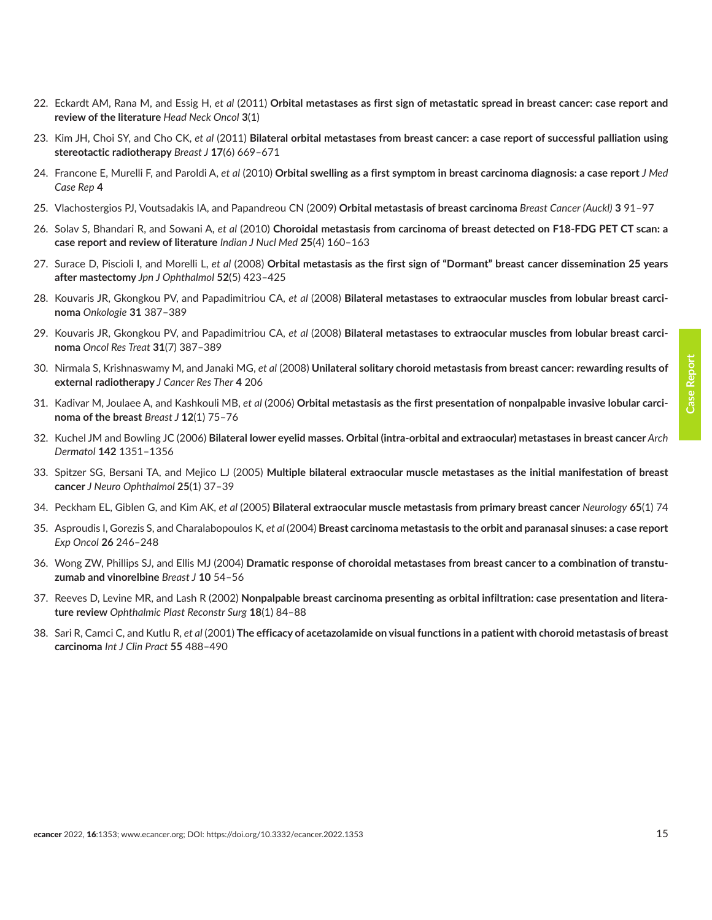22. Eckardt AM, Rana M, and Essig H, *et al* (2011) **Orbital metastases as first sign of metastatic spread in breast cancer: case report and review of the literature** *Head Neck Oncol* **3**(1)

23. Kim JH, Choi SY, and Cho CK, *et al* (2011) **Bilateral orbital metastases from breast cancer: a case report of successful palliation using stereotactic radiotherapy** *Breast J* **17**(6) 669–671

24. Francone E, Murelli F, and Paroldi A, *et al* (2010) **Orbital swelling as a first symptom in breast carcinoma diagnosis: a case report** *J Med Case Rep* **4**

25. Vlachostergios PJ, Voutsadakis IA, and Papandreou CN (2009) **Orbital metastasis of breast carcinoma** *Breast Cancer (Auckl)* **3** 91–97

26. Solav S, Bhandari R, and Sowani A, *et al* (2010) **Choroidal metastasis from carcinoma of breast detected on F18-FDG PET CT scan: a case report and review of literature** *Indian J Nucl Med* **25**(4) 160–163

27. Surace D, Piscioli I, and Morelli L, *et al* (2008) **Orbital metastasis as the first sign of "Dormant" breast cancer dissemination 25 years after mastectomy** *Jpn J Ophthalmol* **52**(5) 423–425

28. Kouvaris JR, Gkongkou PV, and Papadimitriou CA, *et al* (2008) **Bilateral metastases to extraocular muscles from lobular breast carcinoma** *Onkologie* **31** 387–389

29. Kouvaris JR, Gkongkou PV, and Papadimitriou CA, *et al* (2008) **Bilateral metastases to extraocular muscles from lobular breast carcinoma** *Oncol Res Treat* **31**(7) 387–389

30. Nirmala S, Krishnaswamy M, and Janaki MG, *et al* (2008) **Unilateral solitary choroid metastasis from breast cancer: rewarding results of external radiotherapy** *J Cancer Res Ther* **4** 206

31. Kadivar M, Joulaee A, and Kashkouli MB, *et al* (2006) **Orbital metastasis as the first presentation of nonpalpable invasive lobular carcinoma of the breast** *Breast J* **12**(1) 75–76

32. Kuchel JM and Bowling JC (2006) **Bilateral lower eyelid masses. Orbital (intra-orbital and extraocular) metastases in breast cancer** *Arch Dermatol* **142** 1351–1356

33. Spitzer SG, Bersani TA, and Mejico LJ (2005) **Multiple bilateral extraocular muscle metastases as the initial manifestation of breast cancer** *J Neuro Ophthalmol* **25**(1) 37–39

34. Peckham EL, Giblen G, and Kim AK, *et al* (2005) **Bilateral extraocular muscle metastasis from primary breast cancer** *Neurology* **65**(1) 74

35. Asproudis I, Gorezis S, and Charalabopoulos K, *et al* (2004) **Breast carcinoma metastasis to the orbit and paranasal sinuses: a case report** *Exp Oncol* **26** 246–248

36. Wong ZW, Phillips SJ, and Ellis MJ (2004) **Dramatic response of choroidal metastases from breast cancer to a combination of transtuzumab and vinorelbine** *Breast J* **10** 54–56

37. Reeves D, Levine MR, and Lash R (2002) **Nonpalpable breast carcinoma presenting as orbital infiltration: case presentation and literature review** *Ophthalmic Plast Reconstr Surg* **18**(1) 84–88

38. Sari R, Camci C, and Kutlu R, *et al* (2001) **The efficacy of acetazolamide on visual functions in a patient with choroid metastasis of breast carcinoma** *Int J Clin Pract* **55** 488–490